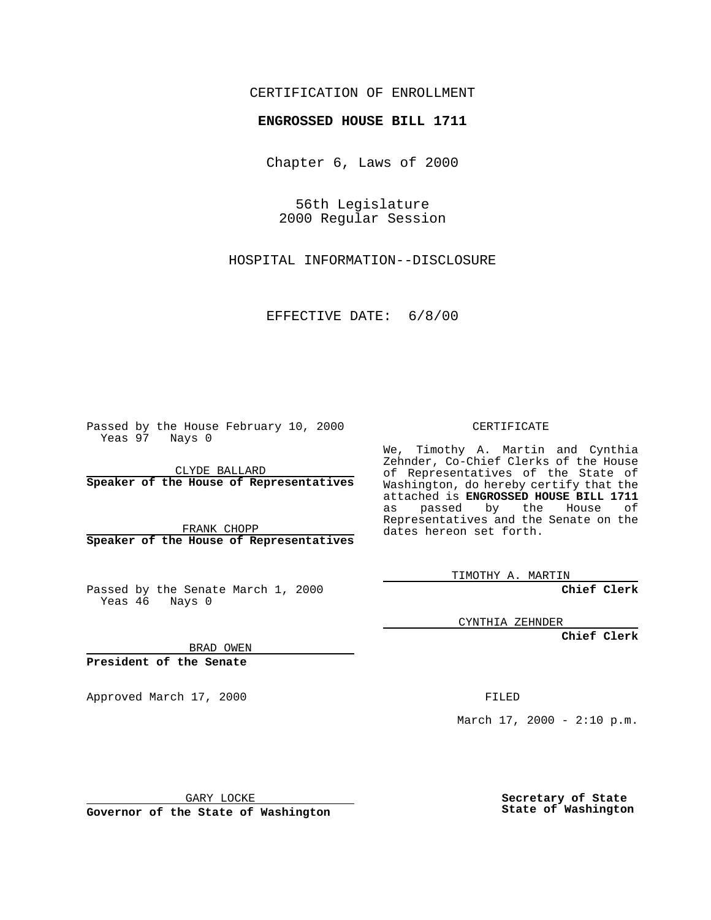CERTIFICATION OF ENROLLMENT

**ENGROSSED HOUSE BILL 1711**

Chapter 6, Laws of 2000

56th Legislature
2000 Regular Session

HOSPITAL INFORMATION--DISCLOSURE

EFFECTIVE DATE: 6/8/00

Passed by the House February 10, 2000
Yeas 97 Nays 0

CLYDE BALLARD
**Speaker of the House of Representatives**

FRANK CHOPP
**Speaker of the House of Representatives**

Passed by the Senate March 1, 2000
Yeas 46 Nays 0

BRAD OWEN
**President of the Senate**

Approved March 17, 2000

GARY LOCKE
**Governor of the State of Washington**

CERTIFICATE

We, Timothy A. Martin and Cynthia Zehnder, Co-Chief Clerks of the House of Representatives of the State of Washington, do hereby certify that the attached is **ENGROSSED HOUSE BILL 1711** as passed by the House of Representatives and the Senate on the dates hereon set forth.

TIMOTHY A. MARTIN
**Chief Clerk**

CYNTHIA ZEHNDER
**Chief Clerk**

FILED

March 17, 2000 - 2:10 p.m.

**Secretary of State**
**State of Washington**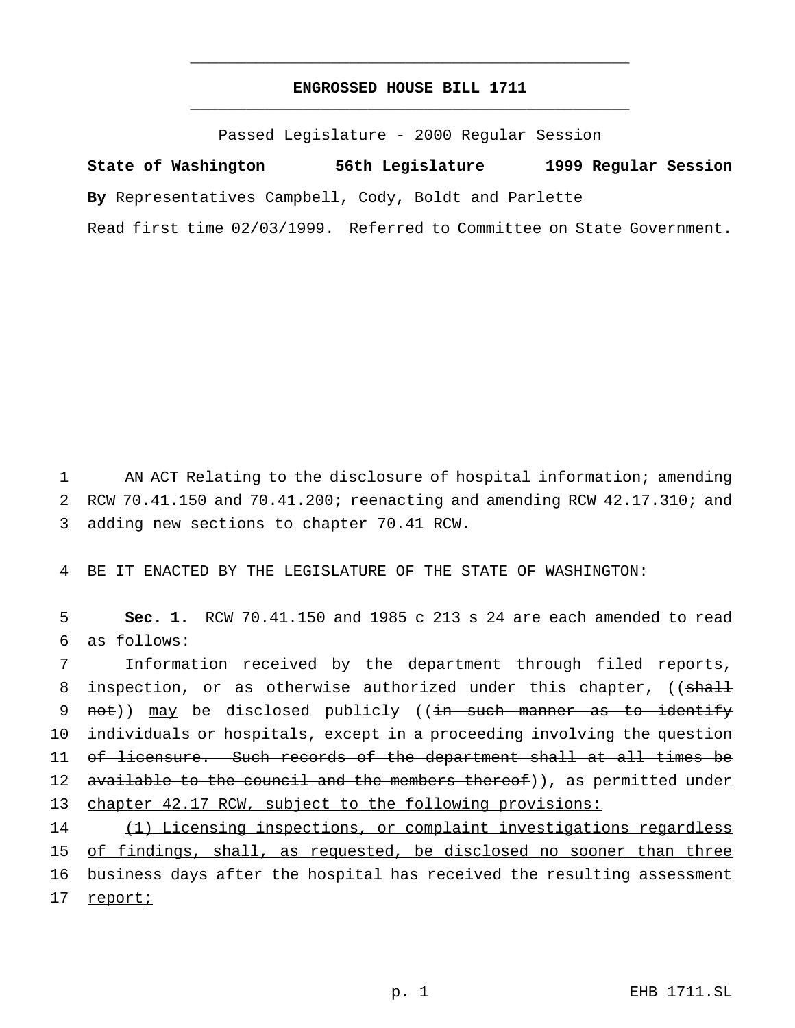# ENGROSSED HOUSE BILL 1711

Passed Legislature - 2000 Regular Session

**State of Washington 56th Legislature 1999 Regular Session**

**By** Representatives Campbell, Cody, Boldt and Parlette

Read first time 02/03/1999. Referred to Committee on State Government.

1 AN ACT Relating to the disclosure of hospital information; amending
2 RCW 70.41.150 and 70.41.200; reenacting and amending RCW 42.17.310; and
3 adding new sections to chapter 70.41 RCW.

4 BE IT ENACTED BY THE LEGISLATURE OF THE STATE OF WASHINGTON:

5 **Sec. 1.** RCW 70.41.150 and 1985 c 213 s 24 are each amended to read
6 as follows:

7 Information received by the department through filed reports,
8 inspection, or as otherwise authorized under this chapter, ((~~shall~~
9 ~~not~~)) <u>may</u> be disclosed publicly ((~~in such manner as to identify~~
10 ~~individuals or hospitals, except in a proceeding involving the question~~
11 ~~of licensure. Such records of the department shall at all times be~~
12 ~~available to the council and the members thereof~~))<u>, as permitted under</u>
13 <u>chapter 42.17 RCW, subject to the following provisions:</u>

14 <u>(1) Licensing inspections, or complaint investigations regardless</u>
15 <u>of findings, shall, as requested, be disclosed no sooner than three</u>
16 <u>business days after the hospital has received the resulting assessment</u>
17 <u>report;</u>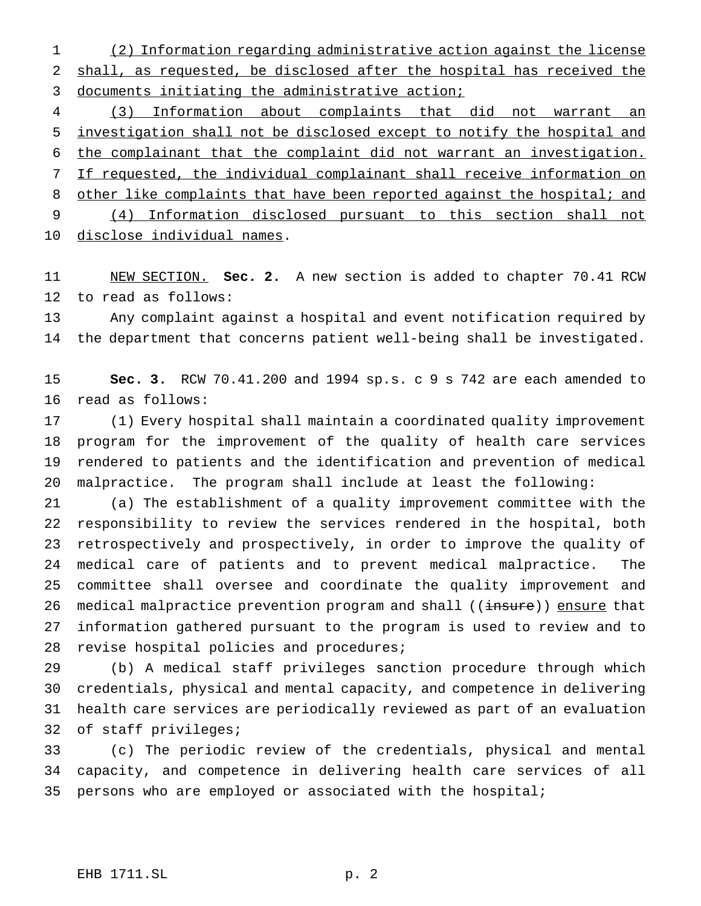(2) Information regarding administrative action against the license shall, as requested, be disclosed after the hospital has received the documents initiating the administrative action;

(3) Information about complaints that did not warrant an investigation shall not be disclosed except to notify the hospital and the complainant that the complaint did not warrant an investigation. If requested, the individual complainant shall receive information on other like complaints that have been reported against the hospital; and

(4) Information disclosed pursuant to this section shall not disclose individual names.

NEW SECTION. **Sec. 2.** A new section is added to chapter 70.41 RCW to read as follows:

Any complaint against a hospital and event notification required by the department that concerns patient well-being shall be investigated.

**Sec. 3.** RCW 70.41.200 and 1994 sp.s. c 9 s 742 are each amended to read as follows:

(1) Every hospital shall maintain a coordinated quality improvement program for the improvement of the quality of health care services rendered to patients and the identification and prevention of medical malpractice. The program shall include at least the following:

(a) The establishment of a quality improvement committee with the responsibility to review the services rendered in the hospital, both retrospectively and prospectively, in order to improve the quality of medical care of patients and to prevent medical malpractice. The committee shall oversee and coordinate the quality improvement and medical malpractice prevention program and shall ((~~insure~~)) ensure that information gathered pursuant to the program is used to review and to revise hospital policies and procedures;

(b) A medical staff privileges sanction procedure through which credentials, physical and mental capacity, and competence in delivering health care services are periodically reviewed as part of an evaluation of staff privileges;

(c) The periodic review of the credentials, physical and mental capacity, and competence in delivering health care services of all persons who are employed or associated with the hospital;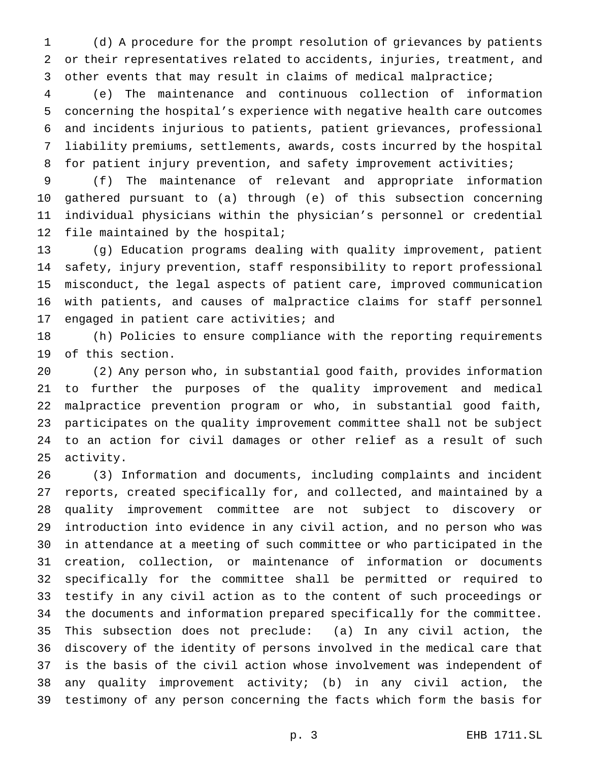(d) A procedure for the prompt resolution of grievances by patients or their representatives related to accidents, injuries, treatment, and other events that may result in claims of medical malpractice;

(e) The maintenance and continuous collection of information concerning the hospital's experience with negative health care outcomes and incidents injurious to patients, patient grievances, professional liability premiums, settlements, awards, costs incurred by the hospital for patient injury prevention, and safety improvement activities;

(f) The maintenance of relevant and appropriate information gathered pursuant to (a) through (e) of this subsection concerning individual physicians within the physician's personnel or credential file maintained by the hospital;

(g) Education programs dealing with quality improvement, patient safety, injury prevention, staff responsibility to report professional misconduct, the legal aspects of patient care, improved communication with patients, and causes of malpractice claims for staff personnel engaged in patient care activities; and

(h) Policies to ensure compliance with the reporting requirements of this section.

(2) Any person who, in substantial good faith, provides information to further the purposes of the quality improvement and medical malpractice prevention program or who, in substantial good faith, participates on the quality improvement committee shall not be subject to an action for civil damages or other relief as a result of such activity.

(3) Information and documents, including complaints and incident reports, created specifically for, and collected, and maintained by a quality improvement committee are not subject to discovery or introduction into evidence in any civil action, and no person who was in attendance at a meeting of such committee or who participated in the creation, collection, or maintenance of information or documents specifically for the committee shall be permitted or required to testify in any civil action as to the content of such proceedings or the documents and information prepared specifically for the committee. This subsection does not preclude: (a) In any civil action, the discovery of the identity of persons involved in the medical care that is the basis of the civil action whose involvement was independent of any quality improvement activity; (b) in any civil action, the testimony of any person concerning the facts which form the basis for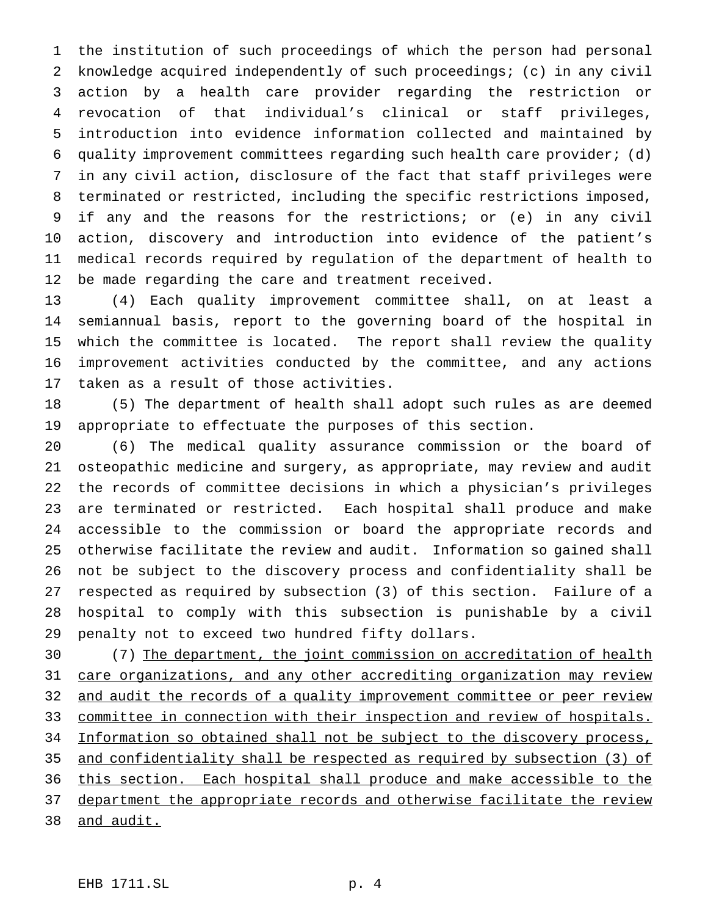the institution of such proceedings of which the person had personal knowledge acquired independently of such proceedings; (c) in any civil action by a health care provider regarding the restriction or revocation of that individual's clinical or staff privileges, introduction into evidence information collected and maintained by quality improvement committees regarding such health care provider; (d) in any civil action, disclosure of the fact that staff privileges were terminated or restricted, including the specific restrictions imposed, if any and the reasons for the restrictions; or (e) in any civil action, discovery and introduction into evidence of the patient's medical records required by regulation of the department of health to be made regarding the care and treatment received.

(4) Each quality improvement committee shall, on at least a semiannual basis, report to the governing board of the hospital in which the committee is located. The report shall review the quality improvement activities conducted by the committee, and any actions taken as a result of those activities.

(5) The department of health shall adopt such rules as are deemed appropriate to effectuate the purposes of this section.

(6) The medical quality assurance commission or the board of osteopathic medicine and surgery, as appropriate, may review and audit the records of committee decisions in which a physician's privileges are terminated or restricted. Each hospital shall produce and make accessible to the commission or board the appropriate records and otherwise facilitate the review and audit. Information so gained shall not be subject to the discovery process and confidentiality shall be respected as required by subsection (3) of this section. Failure of a hospital to comply with this subsection is punishable by a civil penalty not to exceed two hundred fifty dollars.

(7) <u>The department, the joint commission on accreditation of health care organizations, and any other accrediting organization may review and audit the records of a quality improvement committee or peer review committee in connection with their inspection and review of hospitals. Information so obtained shall not be subject to the discovery process, and confidentiality shall be respected as required by subsection (3) of this section. Each hospital shall produce and make accessible to the department the appropriate records and otherwise facilitate the review and audit.</u>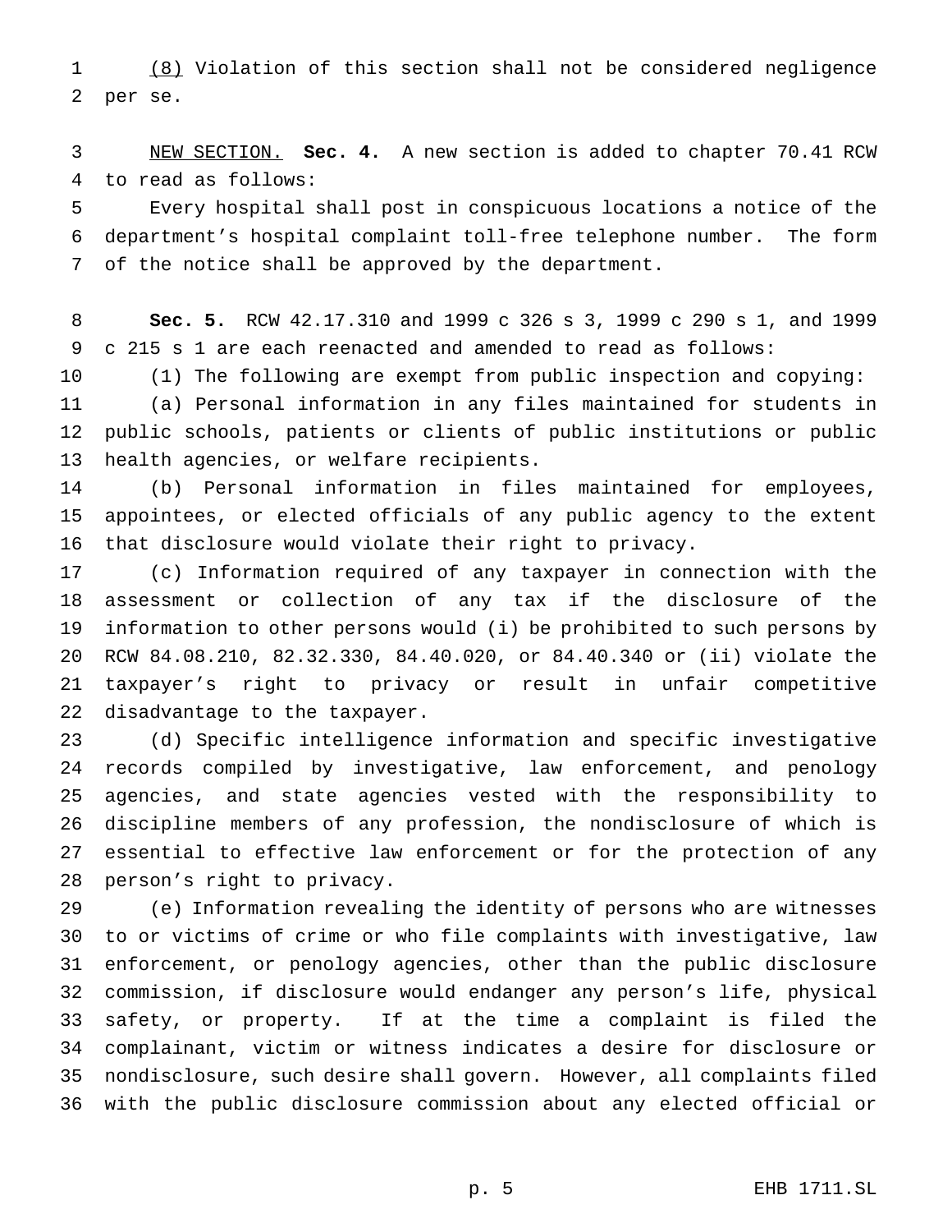(8) Violation of this section shall not be considered negligence per se.

NEW SECTION. **Sec. 4.** A new section is added to chapter 70.41 RCW to read as follows:

Every hospital shall post in conspicuous locations a notice of the department's hospital complaint toll-free telephone number. The form of the notice shall be approved by the department.

**Sec. 5.** RCW 42.17.310 and 1999 c 326 s 3, 1999 c 290 s 1, and 1999 c 215 s 1 are each reenacted and amended to read as follows:

(1) The following are exempt from public inspection and copying:

(a) Personal information in any files maintained for students in public schools, patients or clients of public institutions or public health agencies, or welfare recipients.

(b) Personal information in files maintained for employees, appointees, or elected officials of any public agency to the extent that disclosure would violate their right to privacy.

(c) Information required of any taxpayer in connection with the assessment or collection of any tax if the disclosure of the information to other persons would (i) be prohibited to such persons by RCW 84.08.210, 82.32.330, 84.40.020, or 84.40.340 or (ii) violate the taxpayer's right to privacy or result in unfair competitive disadvantage to the taxpayer.

(d) Specific intelligence information and specific investigative records compiled by investigative, law enforcement, and penology agencies, and state agencies vested with the responsibility to discipline members of any profession, the nondisclosure of which is essential to effective law enforcement or for the protection of any person's right to privacy.

(e) Information revealing the identity of persons who are witnesses to or victims of crime or who file complaints with investigative, law enforcement, or penology agencies, other than the public disclosure commission, if disclosure would endanger any person's life, physical safety, or property. If at the time a complaint is filed the complainant, victim or witness indicates a desire for disclosure or nondisclosure, such desire shall govern. However, all complaints filed with the public disclosure commission about any elected official or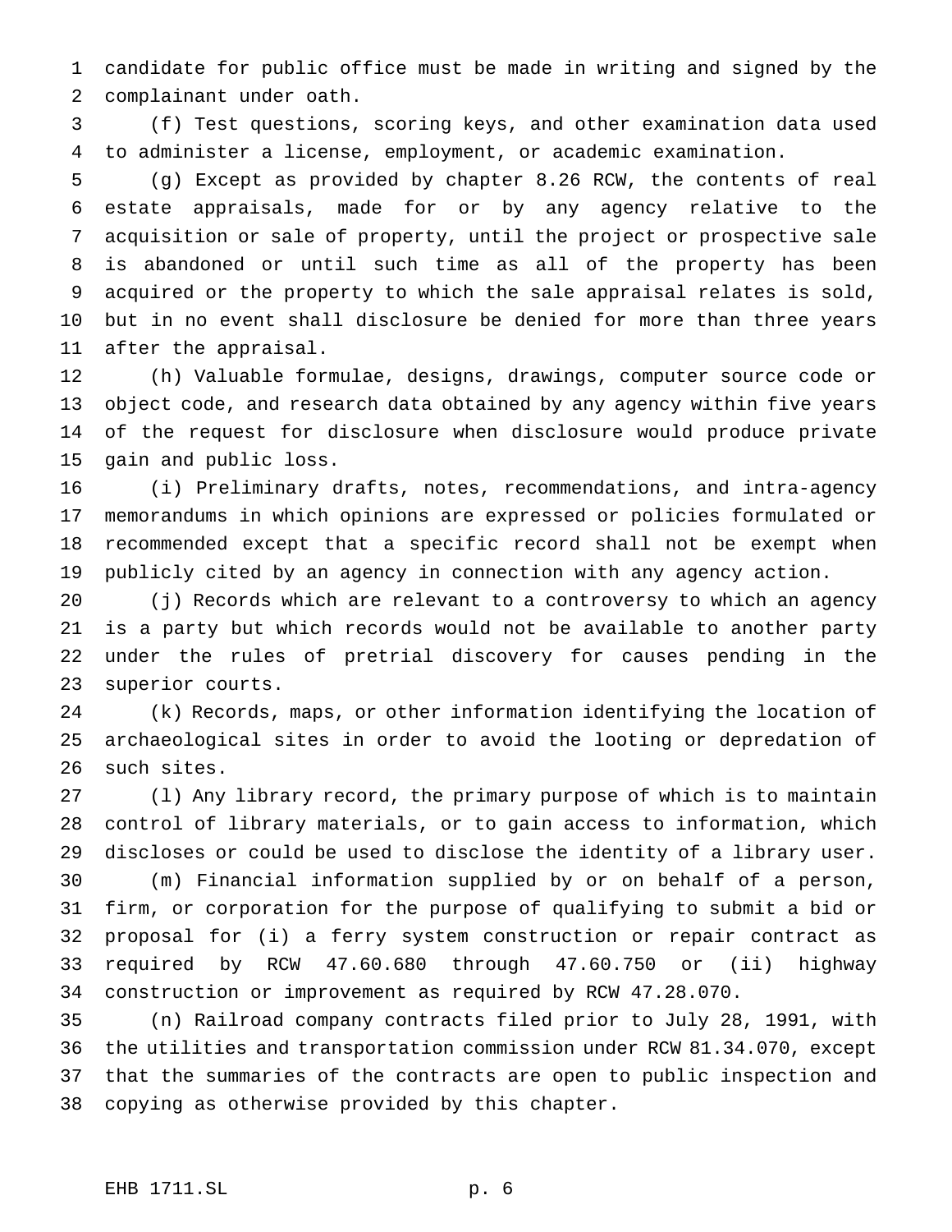candidate for public office must be made in writing and signed by the complainant under oath.

(f) Test questions, scoring keys, and other examination data used to administer a license, employment, or academic examination.

(g) Except as provided by chapter 8.26 RCW, the contents of real estate appraisals, made for or by any agency relative to the acquisition or sale of property, until the project or prospective sale is abandoned or until such time as all of the property has been acquired or the property to which the sale appraisal relates is sold, but in no event shall disclosure be denied for more than three years after the appraisal.

(h) Valuable formulae, designs, drawings, computer source code or object code, and research data obtained by any agency within five years of the request for disclosure when disclosure would produce private gain and public loss.

(i) Preliminary drafts, notes, recommendations, and intra-agency memorandums in which opinions are expressed or policies formulated or recommended except that a specific record shall not be exempt when publicly cited by an agency in connection with any agency action.

(j) Records which are relevant to a controversy to which an agency is a party but which records would not be available to another party under the rules of pretrial discovery for causes pending in the superior courts.

(k) Records, maps, or other information identifying the location of archaeological sites in order to avoid the looting or depredation of such sites.

(l) Any library record, the primary purpose of which is to maintain control of library materials, or to gain access to information, which discloses or could be used to disclose the identity of a library user.

(m) Financial information supplied by or on behalf of a person, firm, or corporation for the purpose of qualifying to submit a bid or proposal for (i) a ferry system construction or repair contract as required by RCW 47.60.680 through 47.60.750 or (ii) highway construction or improvement as required by RCW 47.28.070.

(n) Railroad company contracts filed prior to July 28, 1991, with the utilities and transportation commission under RCW 81.34.070, except that the summaries of the contracts are open to public inspection and copying as otherwise provided by this chapter.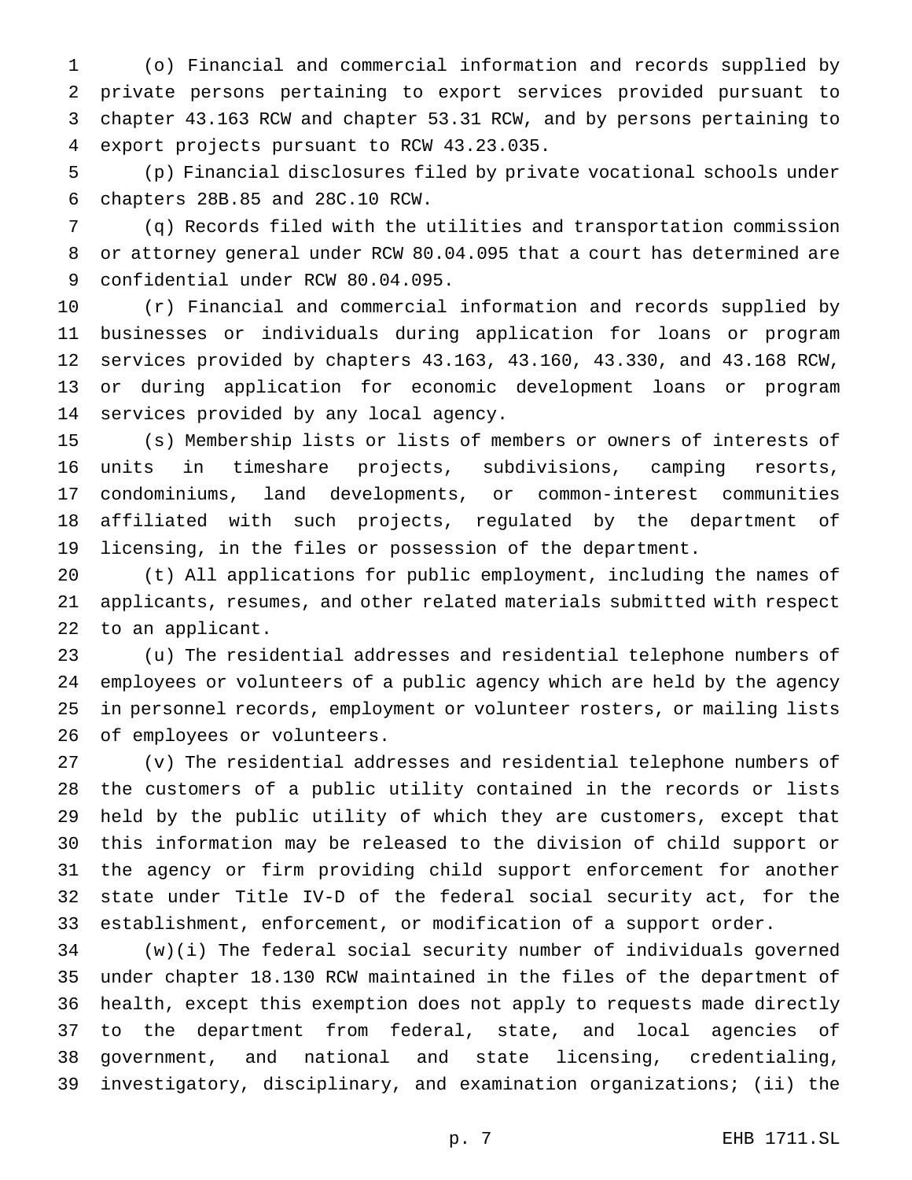(o) Financial and commercial information and records supplied by private persons pertaining to export services provided pursuant to chapter 43.163 RCW and chapter 53.31 RCW, and by persons pertaining to export projects pursuant to RCW 43.23.035.

(p) Financial disclosures filed by private vocational schools under chapters 28B.85 and 28C.10 RCW.

(q) Records filed with the utilities and transportation commission or attorney general under RCW 80.04.095 that a court has determined are confidential under RCW 80.04.095.

(r) Financial and commercial information and records supplied by businesses or individuals during application for loans or program services provided by chapters 43.163, 43.160, 43.330, and 43.168 RCW, or during application for economic development loans or program services provided by any local agency.

(s) Membership lists or lists of members or owners of interests of units in timeshare projects, subdivisions, camping resorts, condominiums, land developments, or common-interest communities affiliated with such projects, regulated by the department of licensing, in the files or possession of the department.

(t) All applications for public employment, including the names of applicants, resumes, and other related materials submitted with respect to an applicant.

(u) The residential addresses and residential telephone numbers of employees or volunteers of a public agency which are held by the agency in personnel records, employment or volunteer rosters, or mailing lists of employees or volunteers.

(v) The residential addresses and residential telephone numbers of the customers of a public utility contained in the records or lists held by the public utility of which they are customers, except that this information may be released to the division of child support or the agency or firm providing child support enforcement for another state under Title IV-D of the federal social security act, for the establishment, enforcement, or modification of a support order.

(w)(i) The federal social security number of individuals governed under chapter 18.130 RCW maintained in the files of the department of health, except this exemption does not apply to requests made directly to the department from federal, state, and local agencies of government, and national and state licensing, credentialing, investigatory, disciplinary, and examination organizations; (ii) the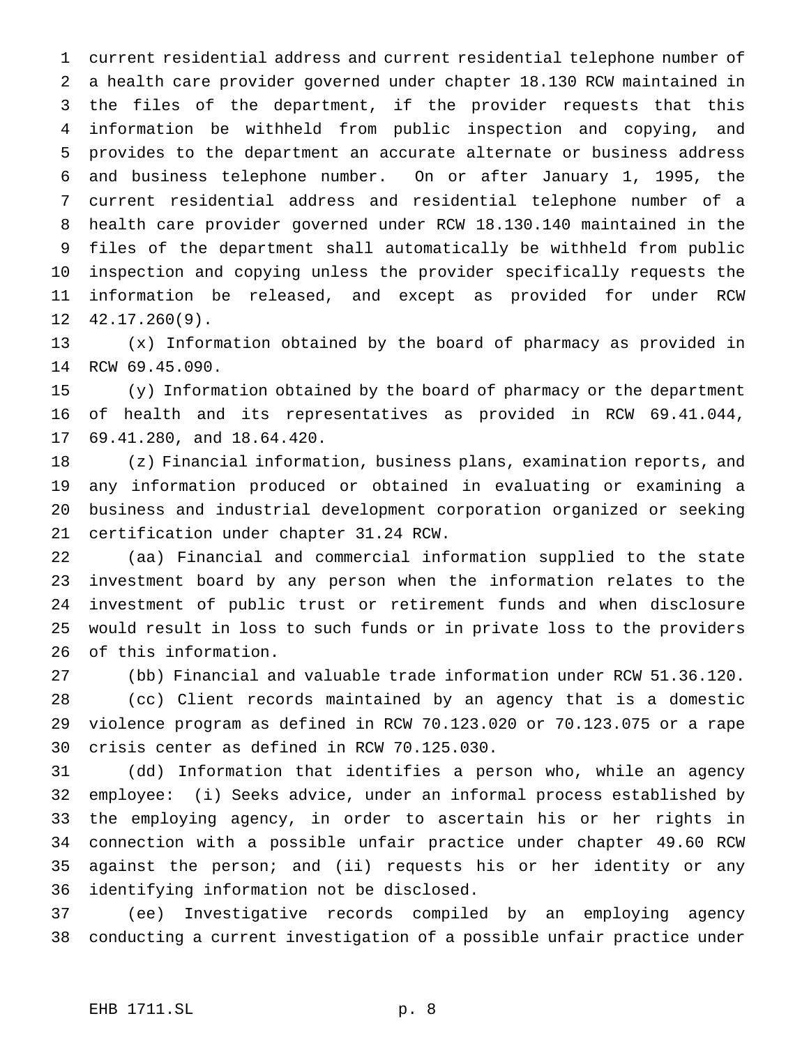current residential address and current residential telephone number of a health care provider governed under chapter 18.130 RCW maintained in the files of the department, if the provider requests that this information be withheld from public inspection and copying, and provides to the department an accurate alternate or business address and business telephone number. On or after January 1, 1995, the current residential address and residential telephone number of a health care provider governed under RCW 18.130.140 maintained in the files of the department shall automatically be withheld from public inspection and copying unless the provider specifically requests the information be released, and except as provided for under RCW 42.17.260(9).

(x) Information obtained by the board of pharmacy as provided in RCW 69.45.090.

(y) Information obtained by the board of pharmacy or the department of health and its representatives as provided in RCW 69.41.044, 69.41.280, and 18.64.420.

(z) Financial information, business plans, examination reports, and any information produced or obtained in evaluating or examining a business and industrial development corporation organized or seeking certification under chapter 31.24 RCW.

(aa) Financial and commercial information supplied to the state investment board by any person when the information relates to the investment of public trust or retirement funds and when disclosure would result in loss to such funds or in private loss to the providers of this information.

(bb) Financial and valuable trade information under RCW 51.36.120.

(cc) Client records maintained by an agency that is a domestic violence program as defined in RCW 70.123.020 or 70.123.075 or a rape crisis center as defined in RCW 70.125.030.

(dd) Information that identifies a person who, while an agency employee: (i) Seeks advice, under an informal process established by the employing agency, in order to ascertain his or her rights in connection with a possible unfair practice under chapter 49.60 RCW against the person; and (ii) requests his or her identity or any identifying information not be disclosed.

(ee) Investigative records compiled by an employing agency conducting a current investigation of a possible unfair practice under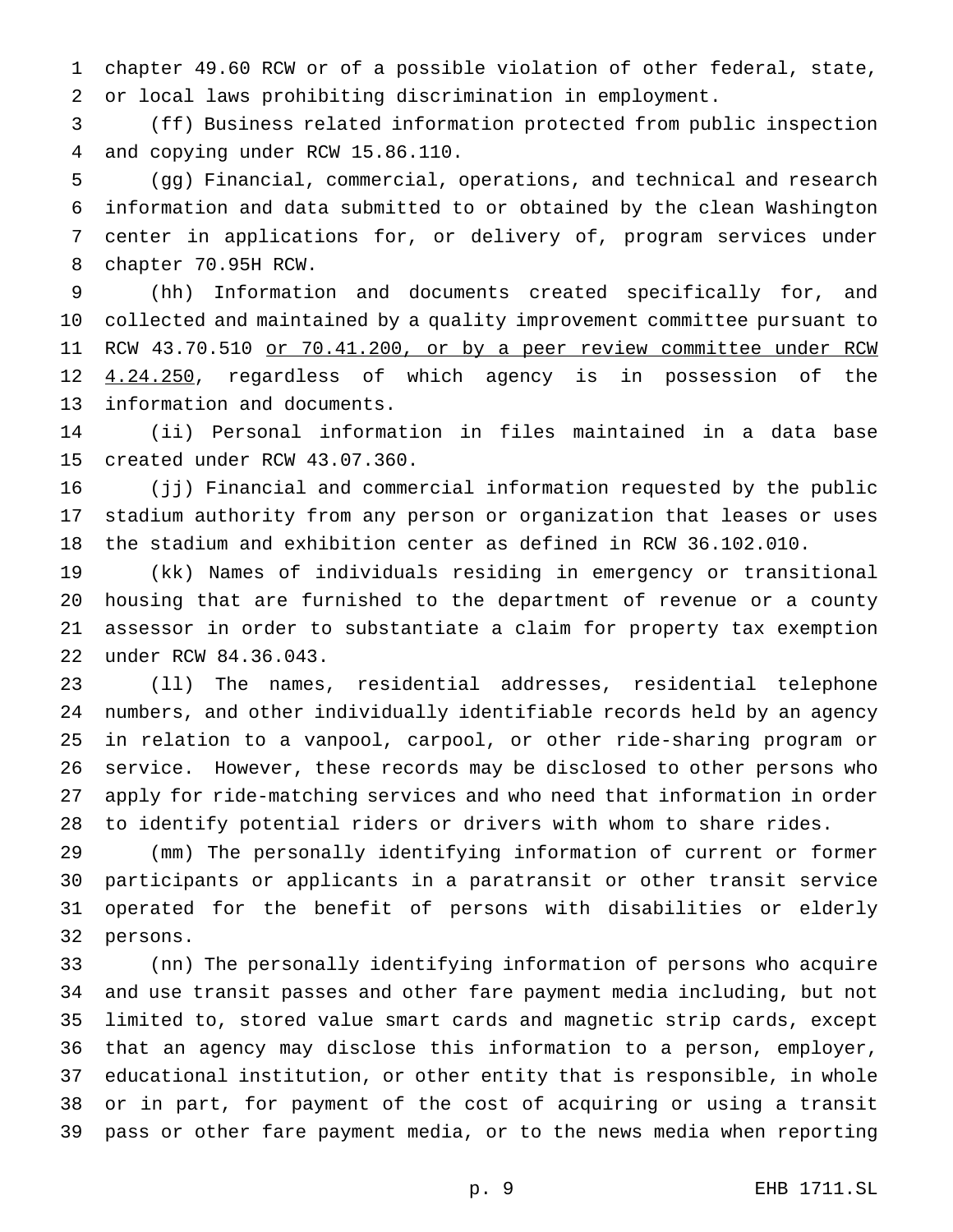chapter 49.60 RCW or of a possible violation of other federal, state, or local laws prohibiting discrimination in employment.

(ff) Business related information protected from public inspection and copying under RCW 15.86.110.

(gg) Financial, commercial, operations, and technical and research information and data submitted to or obtained by the clean Washington center in applications for, or delivery of, program services under chapter 70.95H RCW.

(hh) Information and documents created specifically for, and collected and maintained by a quality improvement committee pursuant to RCW 43.70.510 <u>or 70.41.200, or by a peer review committee under RCW 4.24.250</u>, regardless of which agency is in possession of the information and documents.

(ii) Personal information in files maintained in a data base created under RCW 43.07.360.

(jj) Financial and commercial information requested by the public stadium authority from any person or organization that leases or uses the stadium and exhibition center as defined in RCW 36.102.010.

(kk) Names of individuals residing in emergency or transitional housing that are furnished to the department of revenue or a county assessor in order to substantiate a claim for property tax exemption under RCW 84.36.043.

(ll) The names, residential addresses, residential telephone numbers, and other individually identifiable records held by an agency in relation to a vanpool, carpool, or other ride-sharing program or service. However, these records may be disclosed to other persons who apply for ride-matching services and who need that information in order to identify potential riders or drivers with whom to share rides.

(mm) The personally identifying information of current or former participants or applicants in a paratransit or other transit service operated for the benefit of persons with disabilities or elderly persons.

(nn) The personally identifying information of persons who acquire and use transit passes and other fare payment media including, but not limited to, stored value smart cards and magnetic strip cards, except that an agency may disclose this information to a person, employer, educational institution, or other entity that is responsible, in whole or in part, for payment of the cost of acquiring or using a transit pass or other fare payment media, or to the news media when reporting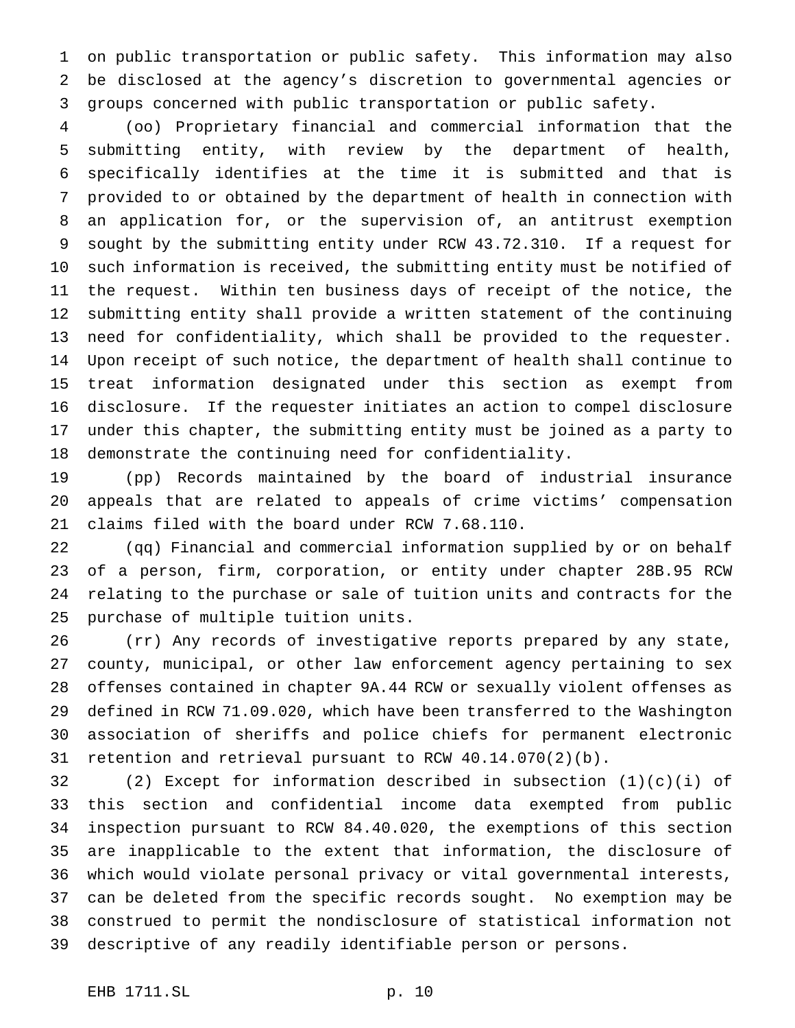on public transportation or public safety. This information may also be disclosed at the agency's discretion to governmental agencies or groups concerned with public transportation or public safety.

(oo) Proprietary financial and commercial information that the submitting entity, with review by the department of health, specifically identifies at the time it is submitted and that is provided to or obtained by the department of health in connection with an application for, or the supervision of, an antitrust exemption sought by the submitting entity under RCW 43.72.310. If a request for such information is received, the submitting entity must be notified of the request. Within ten business days of receipt of the notice, the submitting entity shall provide a written statement of the continuing need for confidentiality, which shall be provided to the requester. Upon receipt of such notice, the department of health shall continue to treat information designated under this section as exempt from disclosure. If the requester initiates an action to compel disclosure under this chapter, the submitting entity must be joined as a party to demonstrate the continuing need for confidentiality.

(pp) Records maintained by the board of industrial insurance appeals that are related to appeals of crime victims' compensation claims filed with the board under RCW 7.68.110.

(qq) Financial and commercial information supplied by or on behalf of a person, firm, corporation, or entity under chapter 28B.95 RCW relating to the purchase or sale of tuition units and contracts for the purchase of multiple tuition units.

(rr) Any records of investigative reports prepared by any state, county, municipal, or other law enforcement agency pertaining to sex offenses contained in chapter 9A.44 RCW or sexually violent offenses as defined in RCW 71.09.020, which have been transferred to the Washington association of sheriffs and police chiefs for permanent electronic retention and retrieval pursuant to RCW 40.14.070(2)(b).

(2) Except for information described in subsection (1)(c)(i) of this section and confidential income data exempted from public inspection pursuant to RCW 84.40.020, the exemptions of this section are inapplicable to the extent that information, the disclosure of which would violate personal privacy or vital governmental interests, can be deleted from the specific records sought. No exemption may be construed to permit the nondisclosure of statistical information not descriptive of any readily identifiable person or persons.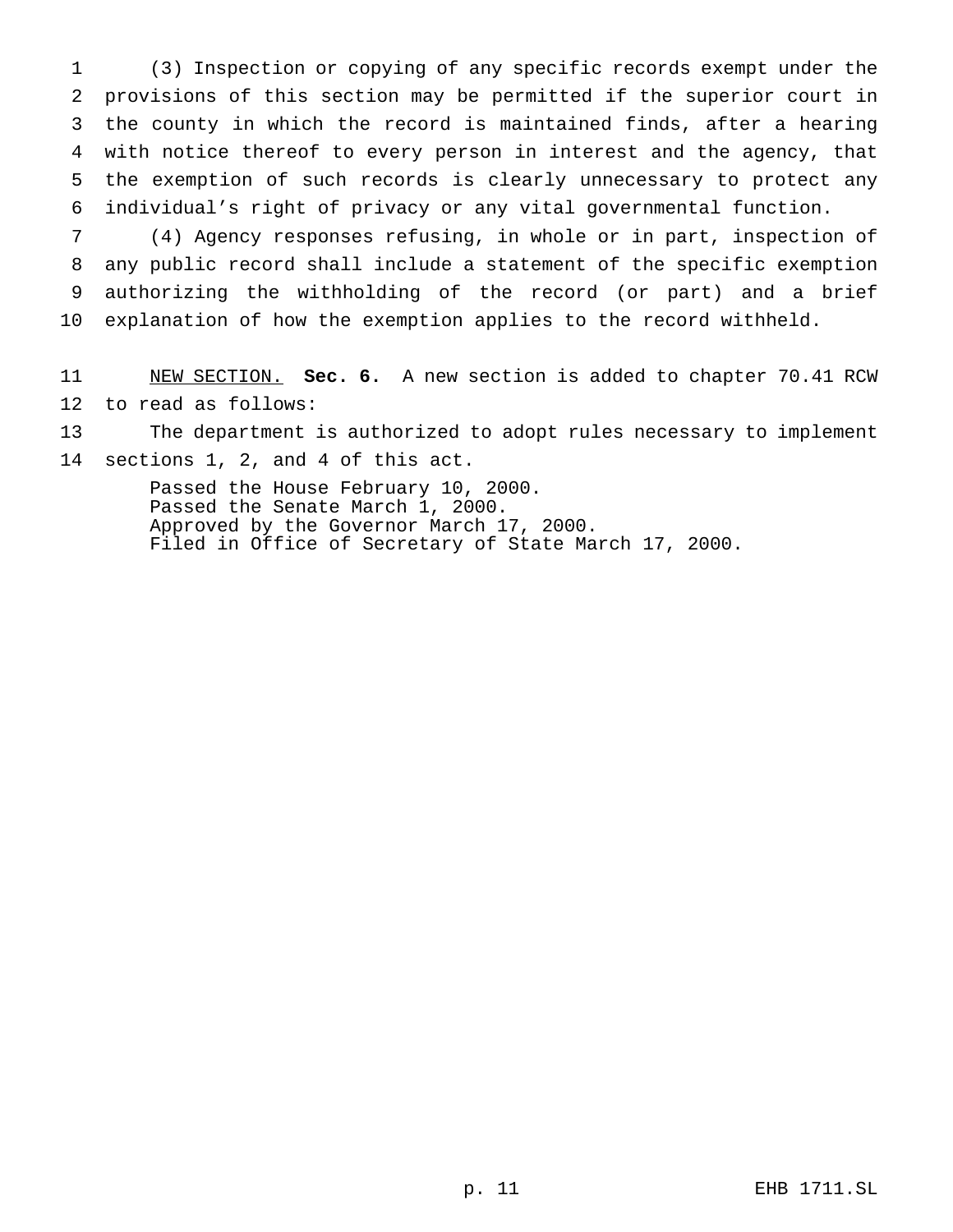(3) Inspection or copying of any specific records exempt under the provisions of this section may be permitted if the superior court in the county in which the record is maintained finds, after a hearing with notice thereof to every person in interest and the agency, that the exemption of such records is clearly unnecessary to protect any individual's right of privacy or any vital governmental function.

(4) Agency responses refusing, in whole or in part, inspection of any public record shall include a statement of the specific exemption authorizing the withholding of the record (or part) and a brief explanation of how the exemption applies to the record withheld.

NEW SECTION. **Sec. 6.** A new section is added to chapter 70.41 RCW to read as follows:

The department is authorized to adopt rules necessary to implement sections 1, 2, and 4 of this act.

Passed the House February 10, 2000.
Passed the Senate March 1, 2000.
Approved by the Governor March 17, 2000.
Filed in Office of Secretary of State March 17, 2000.